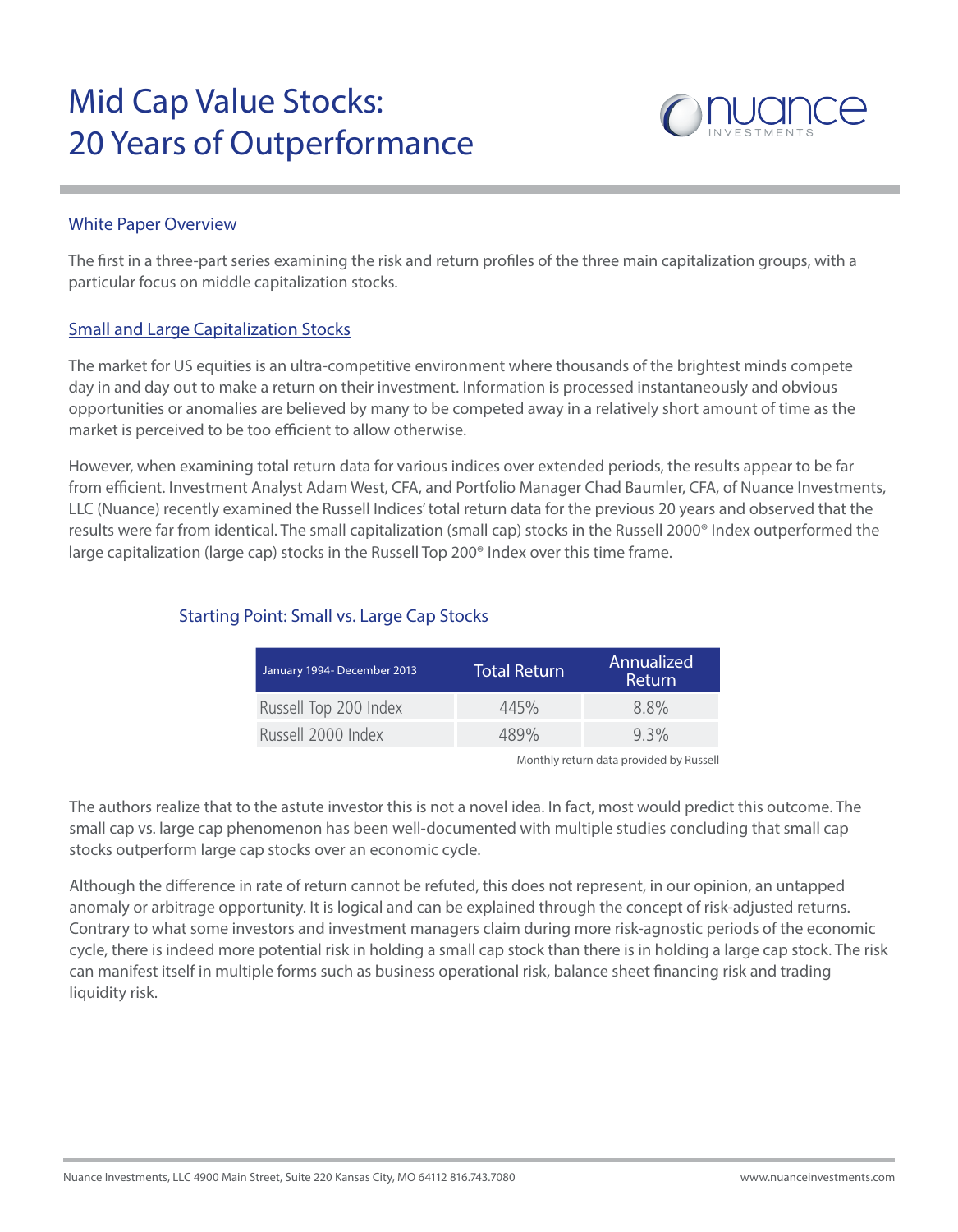# Mid Cap Value Stocks: 20 Years of Outperformance

## White Paper Overview

The first in a three-part series examining the risk and return profiles of the three main capitalization groups, with a particular focus on middle capitalization stocks.

## Small and Large Capitalization Stocks

The market for US equities is an ultra-competitive environment where thousands of the brightest minds compete day in and day out to make a return on their investment. Information is processed instantaneously and obvious opportunities or anomalies are believed by many to be competed away in a relatively short amount of time as the market is perceived to be too efficient to allow otherwise.

However, when examining total return data for various indices over extended periods, the results appear to be far from efficient. Investment Analyst Adam West, CFA, and Portfolio Manager Chad Baumler, CFA, of Nuance Investments, LLC (Nuance) recently examined the Russell Indices' total return data for the previous 20 years and observed that the results were far from identical. The small capitalization (small cap) stocks in the Russell 2000® Index outperformed the large capitalization (large cap) stocks in the Russell Top 200® Index over this time frame.

### Starting Point: Small vs. Large Cap Stocks

| January 1994- December 2013 | Total Return | Annualized Return |
|---|---|---|
| Russell Top 200 Index | 445% | 8.8% |
| Russell 2000 Index | 489% | 9.3% |

Monthly return data provided by Russell

The authors realize that to the astute investor this is not a novel idea. In fact, most would predict this outcome. The small cap vs. large cap phenomenon has been well-documented with multiple studies concluding that small cap stocks outperform large cap stocks over an economic cycle.

Although the difference in rate of return cannot be refuted, this does not represent, in our opinion, an untapped anomaly or arbitrage opportunity. It is logical and can be explained through the concept of risk-adjusted returns. Contrary to what some investors and investment managers claim during more risk-agnostic periods of the economic cycle, there is indeed more potential risk in holding a small cap stock than there is in holding a large cap stock. The risk can manifest itself in multiple forms such as business operational risk, balance sheet financing risk and trading liquidity risk.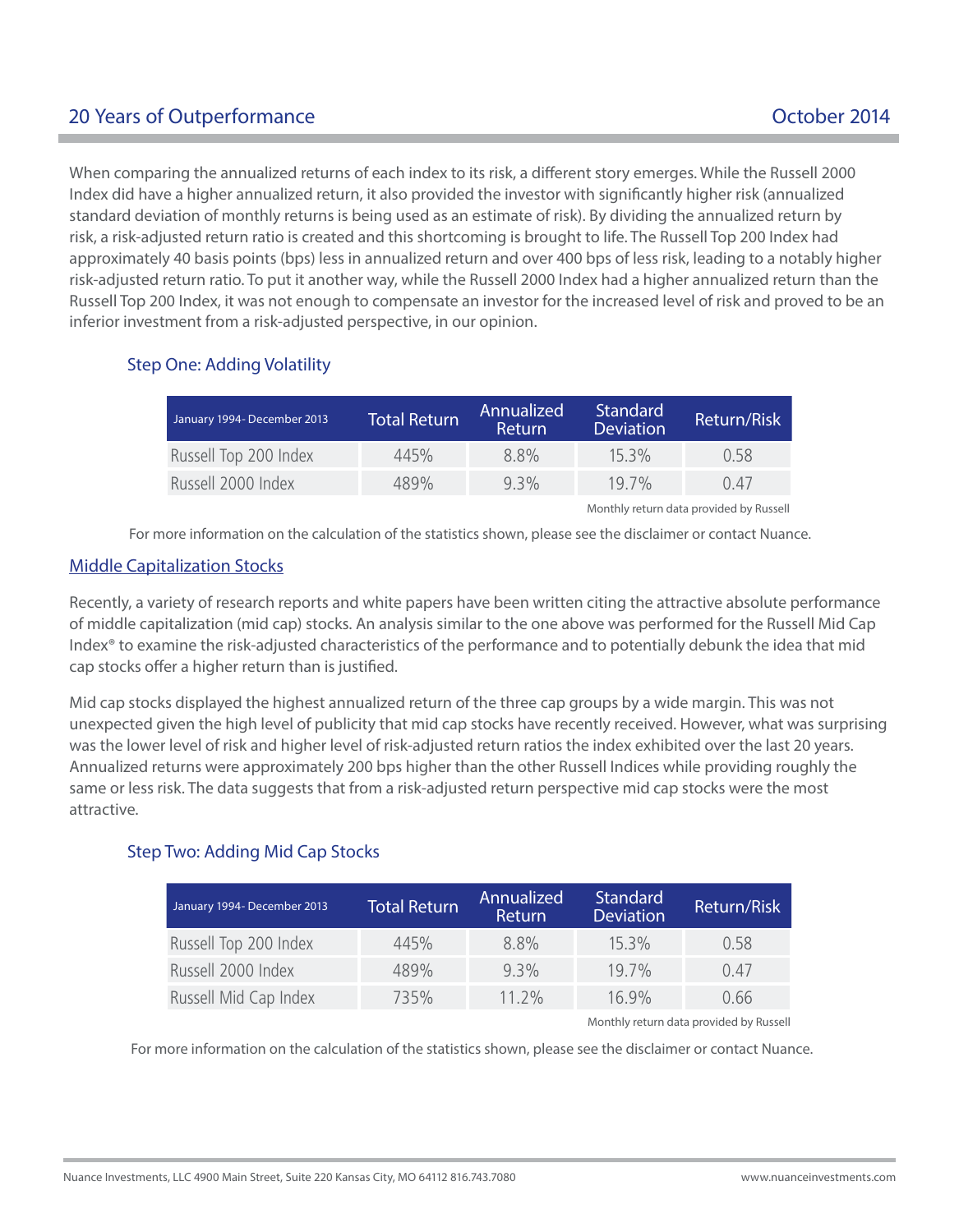When comparing the annualized returns of each index to its risk, a different story emerges. While the Russell 2000 Index did have a higher annualized return, it also provided the investor with significantly higher risk (annualized standard deviation of monthly returns is being used as an estimate of risk). By dividing the annualized return by risk, a risk-adjusted return ratio is created and this shortcoming is brought to life. The Russell Top 200 Index had approximately 40 basis points (bps) less in annualized return and over 400 bps of less risk, leading to a notably higher risk-adjusted return ratio. To put it another way, while the Russell 2000 Index had a higher annualized return than the Russell Top 200 Index, it was not enough to compensate an investor for the increased level of risk and proved to be an inferior investment from a risk-adjusted perspective, in our opinion.

### Step One: Adding Volatility

| January 1994- December 2013 | Total Return | Annualized Return | Standard Deviation | Return/Risk |
|---|---|---|---|---|
| Russell Top 200 Index | 445% | 8.8% | 15.3% | 0.58 |
| Russell 2000 Index | 489% | 9.3% | 19.7% | 0.47 |

Monthly return data provided by Russell

For more information on the calculation of the statistics shown, please see the disclaimer or contact Nuance.

## Middle Capitalization Stocks

Recently, a variety of research reports and white papers have been written citing the attractive absolute performance of middle capitalization (mid cap) stocks. An analysis similar to the one above was performed for the Russell Mid Cap Index® to examine the risk-adjusted characteristics of the performance and to potentially debunk the idea that mid cap stocks offer a higher return than is justified.

Mid cap stocks displayed the highest annualized return of the three cap groups by a wide margin. This was not unexpected given the high level of publicity that mid cap stocks have recently received. However, what was surprising was the lower level of risk and higher level of risk-adjusted return ratios the index exhibited over the last 20 years. Annualized returns were approximately 200 bps higher than the other Russell Indices while providing roughly the same or less risk. The data suggests that from a risk-adjusted return perspective mid cap stocks were the most attractive.

### Step Two: Adding Mid Cap Stocks

| January 1994- December 2013 | Total Return | Annualized Return | Standard Deviation | Return/Risk |
|---|---|---|---|---|
| Russell Top 200 Index | 445% | 8.8% | 15.3% | 0.58 |
| Russell 2000 Index | 489% | 9.3% | 19.7% | 0.47 |
| Russell Mid Cap Index | 735% | 11.2% | 16.9% | 0.66 |

Monthly return data provided by Russell

For more information on the calculation of the statistics shown, please see the disclaimer or contact Nuance.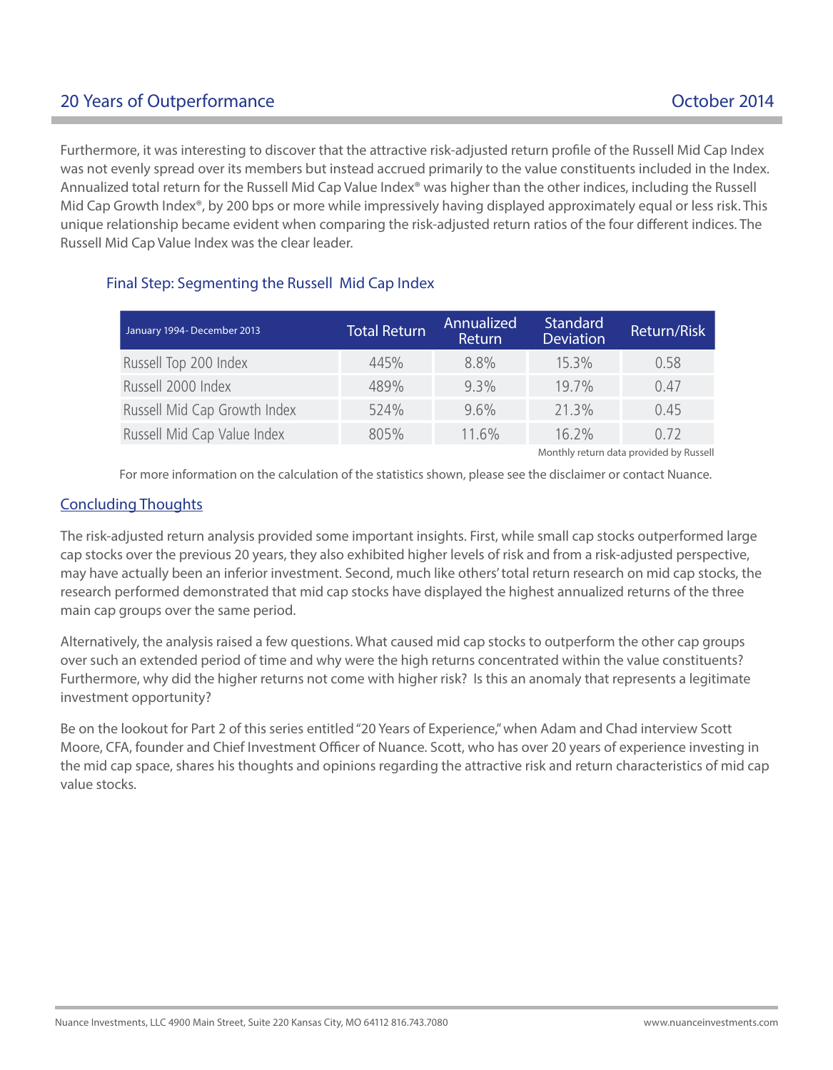Furthermore, it was interesting to discover that the attractive risk-adjusted return profile of the Russell Mid Cap Index was not evenly spread over its members but instead accrued primarily to the value constituents included in the Index. Annualized total return for the Russell Mid Cap Value Index® was higher than the other indices, including the Russell Mid Cap Growth Index®, by 200 bps or more while impressively having displayed approximately equal or less risk. This unique relationship became evident when comparing the risk-adjusted return ratios of the four different indices. The Russell Mid Cap Value Index was the clear leader.

### Final Step: Segmenting the Russell Mid Cap Index

| January 1994- December 2013 | Total Return | Annualized Return | Standard Deviation | Return/Risk |
|---|---|---|---|---|
| Russell Top 200 Index | 445% | 8.8% | 15.3% | 0.58 |
| Russell 2000 Index | 489% | 9.3% | 19.7% | 0.47 |
| Russell Mid Cap Growth Index | 524% | 9.6% | 21.3% | 0.45 |
| Russell Mid Cap Value Index | 805% | 11.6% | 16.2% | 0.72 |

Monthly return data provided by Russell

For more information on the calculation of the statistics shown, please see the disclaimer or contact Nuance.

## Concluding Thoughts

The risk-adjusted return analysis provided some important insights. First, while small cap stocks outperformed large cap stocks over the previous 20 years, they also exhibited higher levels of risk and from a risk-adjusted perspective, may have actually been an inferior investment. Second, much like others' total return research on mid cap stocks, the research performed demonstrated that mid cap stocks have displayed the highest annualized returns of the three main cap groups over the same period.

Alternatively, the analysis raised a few questions. What caused mid cap stocks to outperform the other cap groups over such an extended period of time and why were the high returns concentrated within the value constituents? Furthermore, why did the higher returns not come with higher risk? Is this an anomaly that represents a legitimate investment opportunity?

Be on the lookout for Part 2 of this series entitled "20 Years of Experience," when Adam and Chad interview Scott Moore, CFA, founder and Chief Investment Officer of Nuance. Scott, who has over 20 years of experience investing in the mid cap space, shares his thoughts and opinions regarding the attractive risk and return characteristics of mid cap value stocks.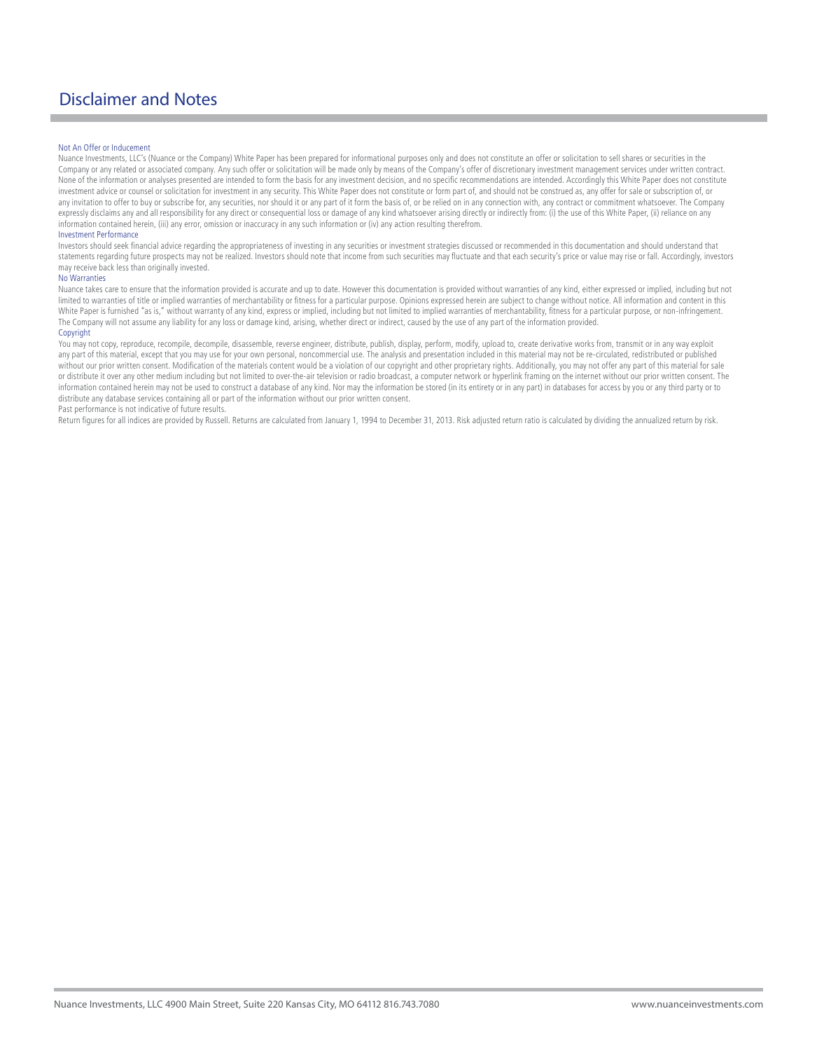# Disclaimer and Notes

### Not An Offer or Inducement

Nuance Investments, LLC's (Nuance or the Company) White Paper has been prepared for informational purposes only and does not constitute an offer or solicitation to sell shares or securities in the Company or any related or associated company. Any such offer or solicitation will be made only by means of the Company's offer of discretionary investment management services under written contract. None of the information or analyses presented are intended to form the basis for any investment decision, and no specific recommendations are intended. Accordingly this White Paper does not constitute investment advice or counsel or solicitation for investment in any security. This White Paper does not constitute or form part of, and should not be construed as, any offer for sale or subscription of, or any invitation to offer to buy or subscribe for, any securities, nor should it or any part of it form the basis of, or be relied on in any connection with, any contract or commitment whatsoever. The Company expressly disclaims any and all responsibility for any direct or consequential loss or damage of any kind whatsoever arising directly or indirectly from: (i) the use of this White Paper, (ii) reliance on any information contained herein, (iii) any error, omission or inaccuracy in any such information or (iv) any action resulting therefrom.

### Investment Performance

Investors should seek financial advice regarding the appropriateness of investing in any securities or investment strategies discussed or recommended in this documentation and should understand that statements regarding future prospects may not be realized. Investors should note that income from such securities may fluctuate and that each security's price or value may rise or fall. Accordingly, investors may receive back less than originally invested.

### No Warranties

Nuance takes care to ensure that the information provided is accurate and up to date. However this documentation is provided without warranties of any kind, either expressed or implied, including but not limited to warranties of title or implied warranties of merchantability or fitness for a particular purpose. Opinions expressed herein are subject to change without notice. All information and content in this White Paper is furnished "as is," without warranty of any kind, express or implied, including but not limited to implied warranties of merchantability, fitness for a particular purpose, or non-infringement. The Company will not assume any liability for any loss or damage kind, arising, whether direct or indirect, caused by the use of any part of the information provided.

### Copyright

You may not copy, reproduce, recompile, decompile, disassemble, reverse engineer, distribute, publish, display, perform, modify, upload to, create derivative works from, transmit or in any way exploit any part of this material, except that you may use for your own personal, noncommercial use. The analysis and presentation included in this material may not be re-circulated, redistributed or published without our prior written consent. Modification of the materials content would be a violation of our copyright and other proprietary rights. Additionally, you may not offer any part of this material for sale or distribute it over any other medium including but not limited to over-the-air television or radio broadcast, a computer network or hyperlink framing on the internet without our prior written consent. The information contained herein may not be used to construct a database of any kind. Nor may the information be stored (in its entirety or in any part) in databases for access by you or any third party or to distribute any database services containing all or part of the information without our prior written consent.

Past performance is not indicative of future results.

Return figures for all indices are provided by Russell. Returns are calculated from January 1, 1994 to December 31, 2013. Risk adjusted return ratio is calculated by dividing the annualized return by risk.

Nuance Investments, LLC 4900 Main Street, Suite 220 Kansas City, MO 64112 816.743.7080 www.nuanceinvestments.com